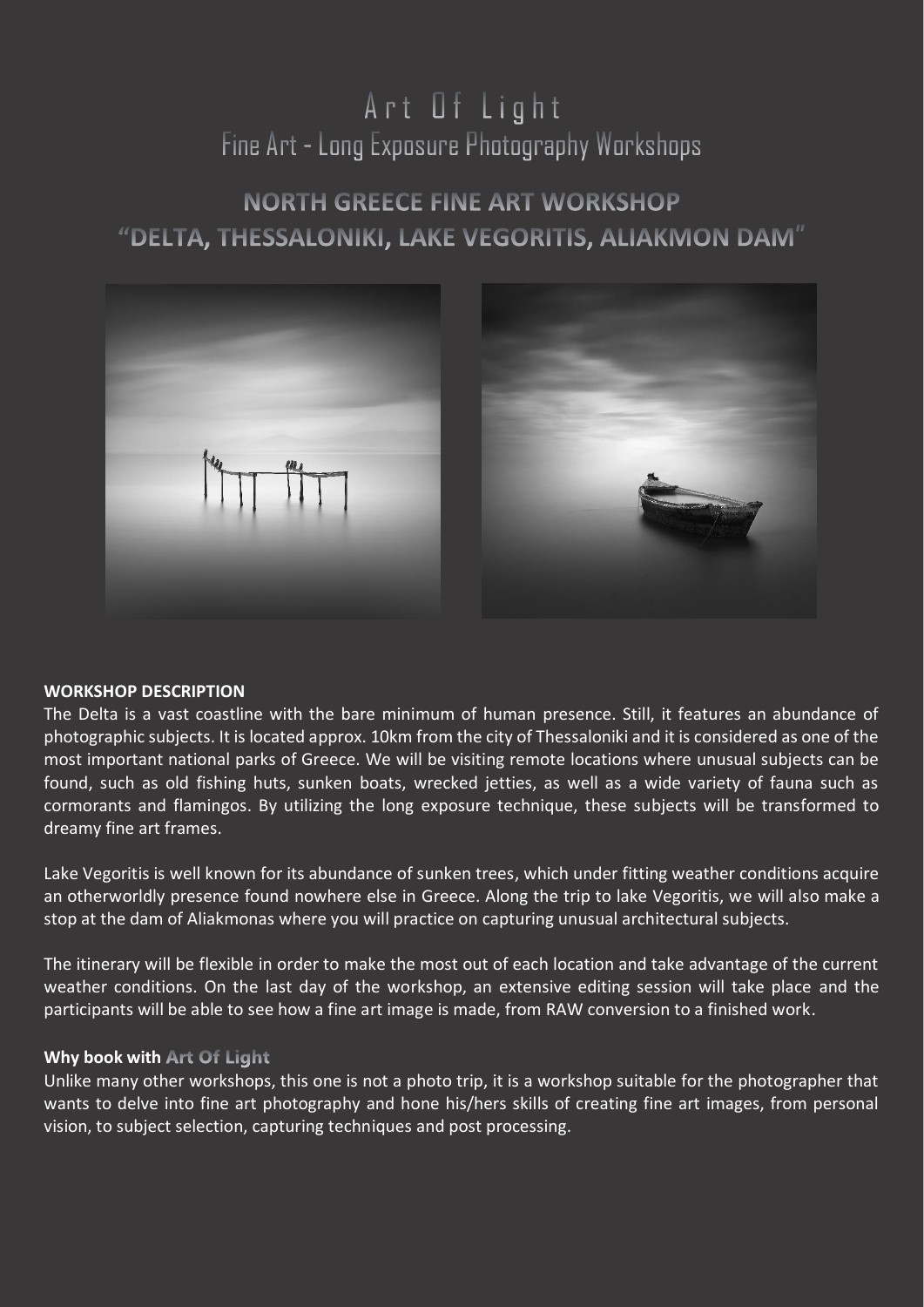# Art Of Light
## Fine Art - Long Exposure Photography Workshops

## NORTH GREECE FINE ART WORKSHOP
## "DELTA, THESSALONIKI, LAKE VEGORITIS, ALIAKMON DAM"

**WORKSHOP DESCRIPTION**

The Delta is a vast coastline with the bare minimum of human presence. Still, it features an abundance of photographic subjects. It is located approx. 10km from the city of Thessaloniki and it is considered as one of the most important national parks of Greece. We will be visiting remote locations where unusual subjects can be found, such as old fishing huts, sunken boats, wrecked jetties, as well as a wide variety of fauna such as cormorants and flamingos. By utilizing the long exposure technique, these subjects will be transformed to dreamy fine art frames.

Lake Vegoritis is well known for its abundance of sunken trees, which under fitting weather conditions acquire an otherworldly presence found nowhere else in Greece. Along the trip to lake Vegoritis, we will also make a stop at the dam of Aliakmonas where you will practice on capturing unusual architectural subjects.

The itinerary will be flexible in order to make the most out of each location and take advantage of the current weather conditions. On the last day of the workshop, an extensive editing session will take place and the participants will be able to see how a fine art image is made, from RAW conversion to a finished work.

**Why book with Art Of Light**

Unlike many other workshops, this one is not a photo trip, it is a workshop suitable for the photographer that wants to delve into fine art photography and hone his/hers skills of creating fine art images, from personal vision, to subject selection, capturing techniques and post processing.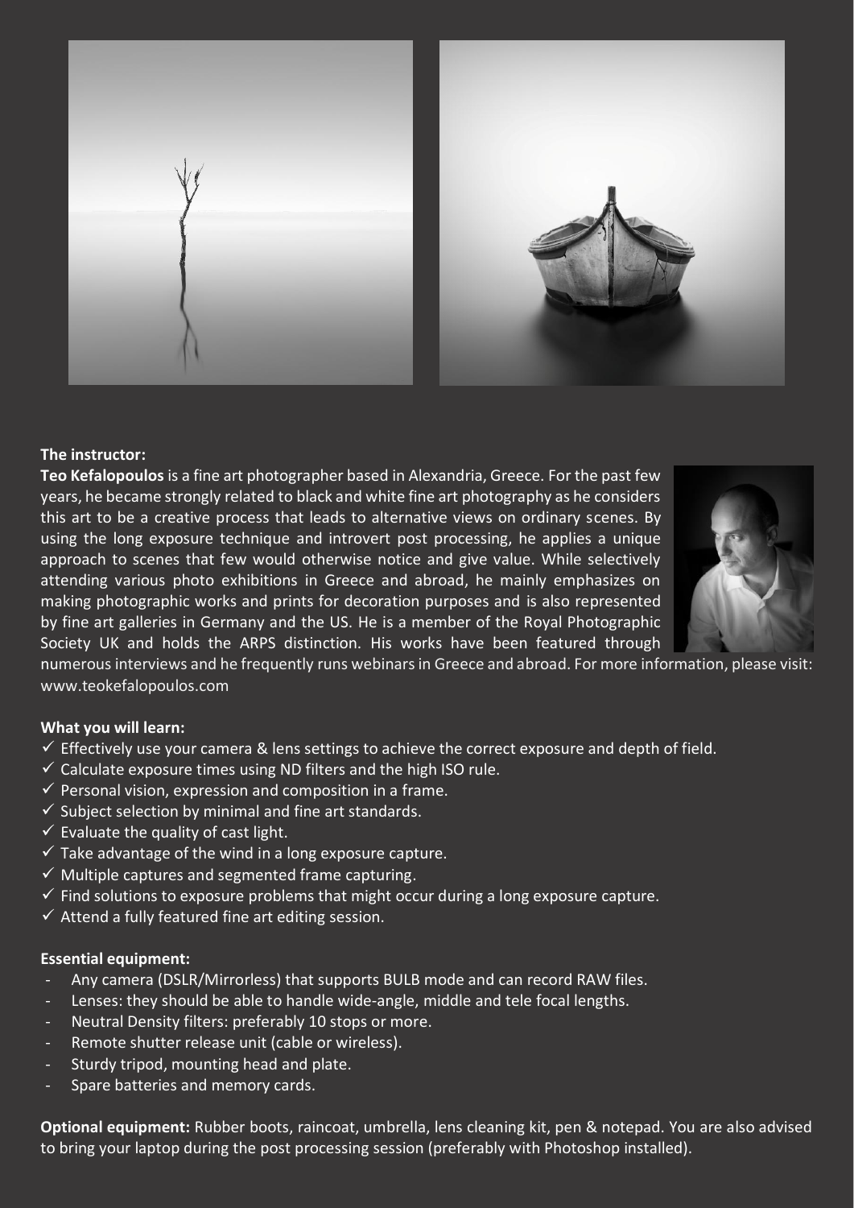**The instructor:**

**Teo Kefalopoulos** is a fine art photographer based in Alexandria, Greece. For the past few years, he became strongly related to black and white fine art photography as he considers this art to be a creative process that leads to alternative views on ordinary scenes. By using the long exposure technique and introvert post processing, he applies a unique approach to scenes that few would otherwise notice and give value. While selectively attending various photo exhibitions in Greece and abroad, he mainly emphasizes on making photographic works and prints for decoration purposes and is also represented by fine art galleries in Germany and the US. He is a member of the Royal Photographic Society UK and holds the ARPS distinction. His works have been featured through numerous interviews and he frequently runs webinars in Greece and abroad. For more information, please visit: www.teokefalopoulos.com

**What you will learn:**

- ✓ Effectively use your camera & lens settings to achieve the correct exposure and depth of field.
- ✓ Calculate exposure times using ND filters and the high ISO rule.
- ✓ Personal vision, expression and composition in a frame.
- ✓ Subject selection by minimal and fine art standards.
- ✓ Evaluate the quality of cast light.
- ✓ Take advantage of the wind in a long exposure capture.
- ✓ Multiple captures and segmented frame capturing.
- ✓ Find solutions to exposure problems that might occur during a long exposure capture.
- ✓ Attend a fully featured fine art editing session.

**Essential equipment:**

- Any camera (DSLR/Mirrorless) that supports BULB mode and can record RAW files.
- Lenses: they should be able to handle wide-angle, middle and tele focal lengths.
- Neutral Density filters: preferably 10 stops or more.
- Remote shutter release unit (cable or wireless).
- Sturdy tripod, mounting head and plate.
- Spare batteries and memory cards.

**Optional equipment:** Rubber boots, raincoat, umbrella, lens cleaning kit, pen & notepad. You are also advised to bring your laptop during the post processing session (preferably with Photoshop installed).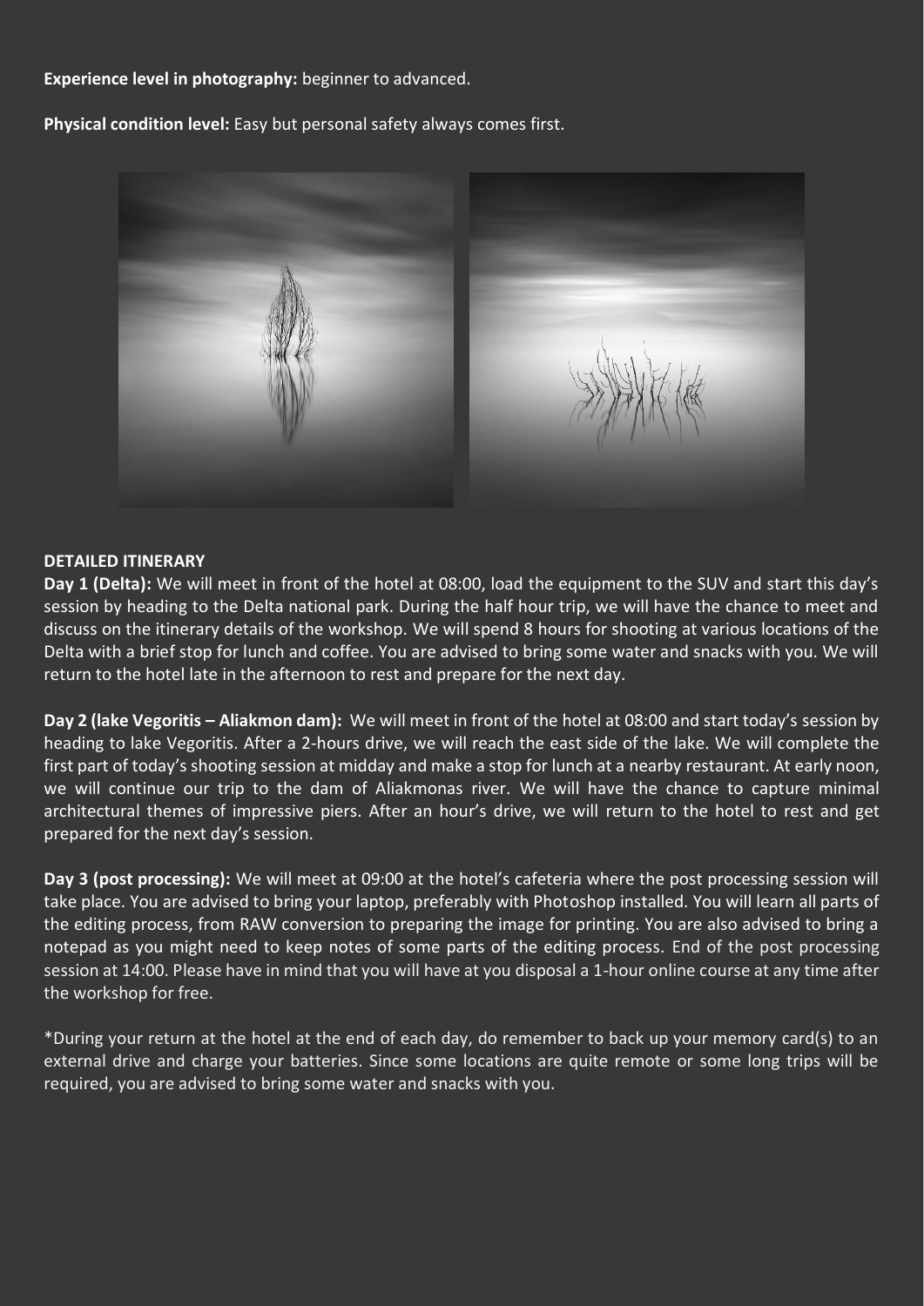**Experience level in photography:** beginner to advanced.

**Physical condition level:** Easy but personal safety always comes first.

**DETAILED ITINERARY**

**Day 1 (Delta):** We will meet in front of the hotel at 08:00, load the equipment to the SUV and start this day's session by heading to the Delta national park. During the half hour trip, we will have the chance to meet and discuss on the itinerary details of the workshop. We will spend 8 hours for shooting at various locations of the Delta with a brief stop for lunch and coffee. You are advised to bring some water and snacks with you. We will return to the hotel late in the afternoon to rest and prepare for the next day.

**Day 2 (lake Vegoritis – Aliakmon dam):** We will meet in front of the hotel at 08:00 and start today's session by heading to lake Vegoritis. After a 2-hours drive, we will reach the east side of the lake. We will complete the first part of today's shooting session at midday and make a stop for lunch at a nearby restaurant. At early noon, we will continue our trip to the dam of Aliakmonas river. We will have the chance to capture minimal architectural themes of impressive piers. After an hour's drive, we will return to the hotel to rest and get prepared for the next day's session.

**Day 3 (post processing):** We will meet at 09:00 at the hotel's cafeteria where the post processing session will take place. You are advised to bring your laptop, preferably with Photoshop installed. You will learn all parts of the editing process, from RAW conversion to preparing the image for printing. You are also advised to bring a notepad as you might need to keep notes of some parts of the editing process. End of the post processing session at 14:00. Please have in mind that you will have at you disposal a 1-hour online course at any time after the workshop for free.

*During your return at the hotel at the end of each day, do remember to back up your memory card(s) to an external drive and charge your batteries. Since some locations are quite remote or some long trips will be required, you are advised to bring some water and snacks with you.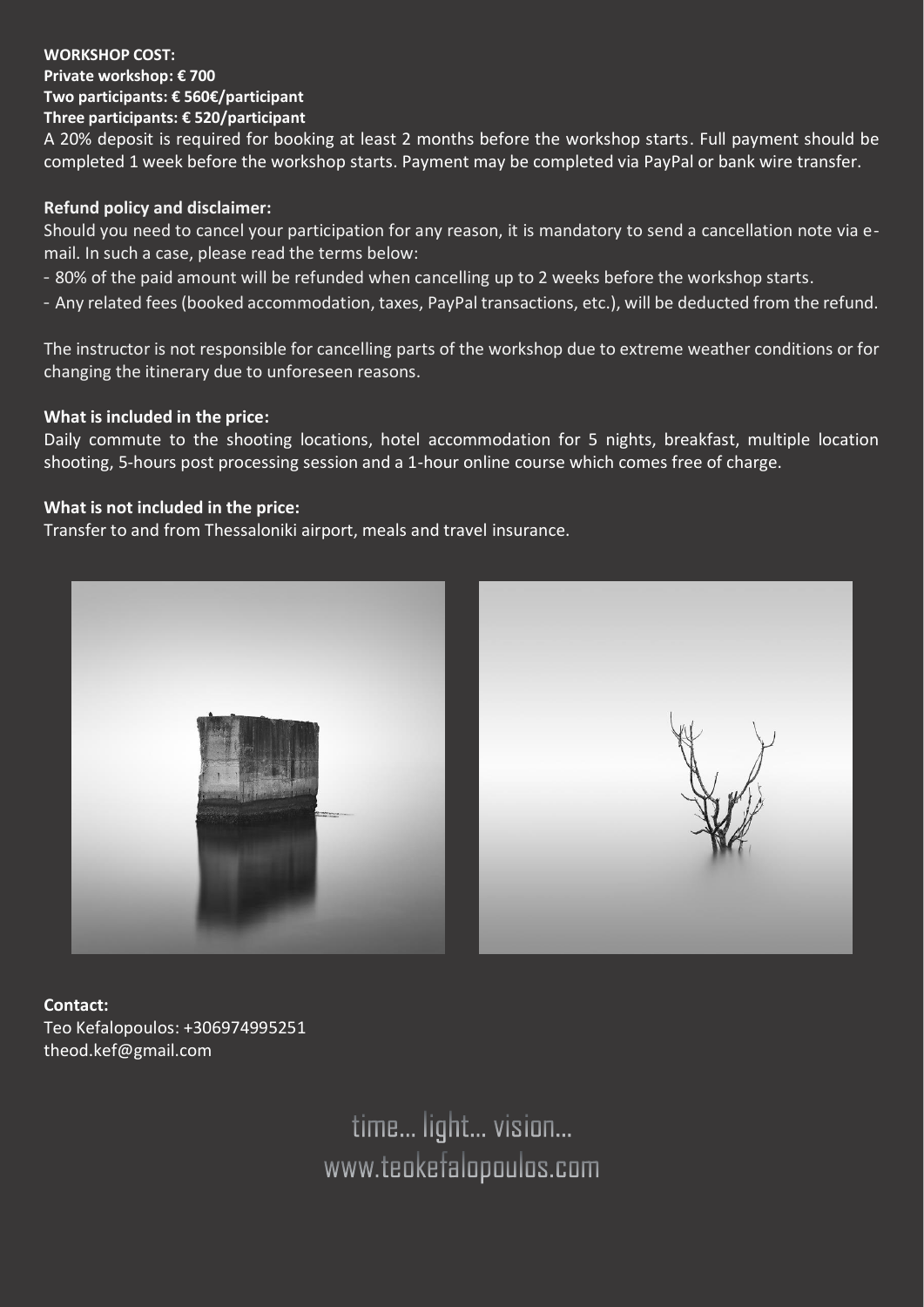**WORKSHOP COST:**
**Private workshop: € 700**
**Two participants: € 560€/participant**
**Three participants: € 520/participant**

A 20% deposit is required for booking at least 2 months before the workshop starts. Full payment should be completed 1 week before the workshop starts. Payment may be completed via PayPal or bank wire transfer.

**Refund policy and disclaimer:**

Should you need to cancel your participation for any reason, it is mandatory to send a cancellation note via e-mail. In such a case, please read the terms below:

- 80% of the paid amount will be refunded when cancelling up to 2 weeks before the workshop starts.
- Any related fees (booked accommodation, taxes, PayPal transactions, etc.), will be deducted from the refund.

The instructor is not responsible for cancelling parts of the workshop due to extreme weather conditions or for changing the itinerary due to unforeseen reasons.

**What is included in the price:**

Daily commute to the shooting locations, hotel accommodation for 5 nights, breakfast, multiple location shooting, 5-hours post processing session and a 1-hour online course which comes free of charge.

**What is not included in the price:**

Transfer to and from Thessaloniki airport, meals and travel insurance.

**Contact:**
Teo Kefalopoulos: +306974995251
theod.kef@gmail.com

time... light... vision...
www.teokefalopoulos.com